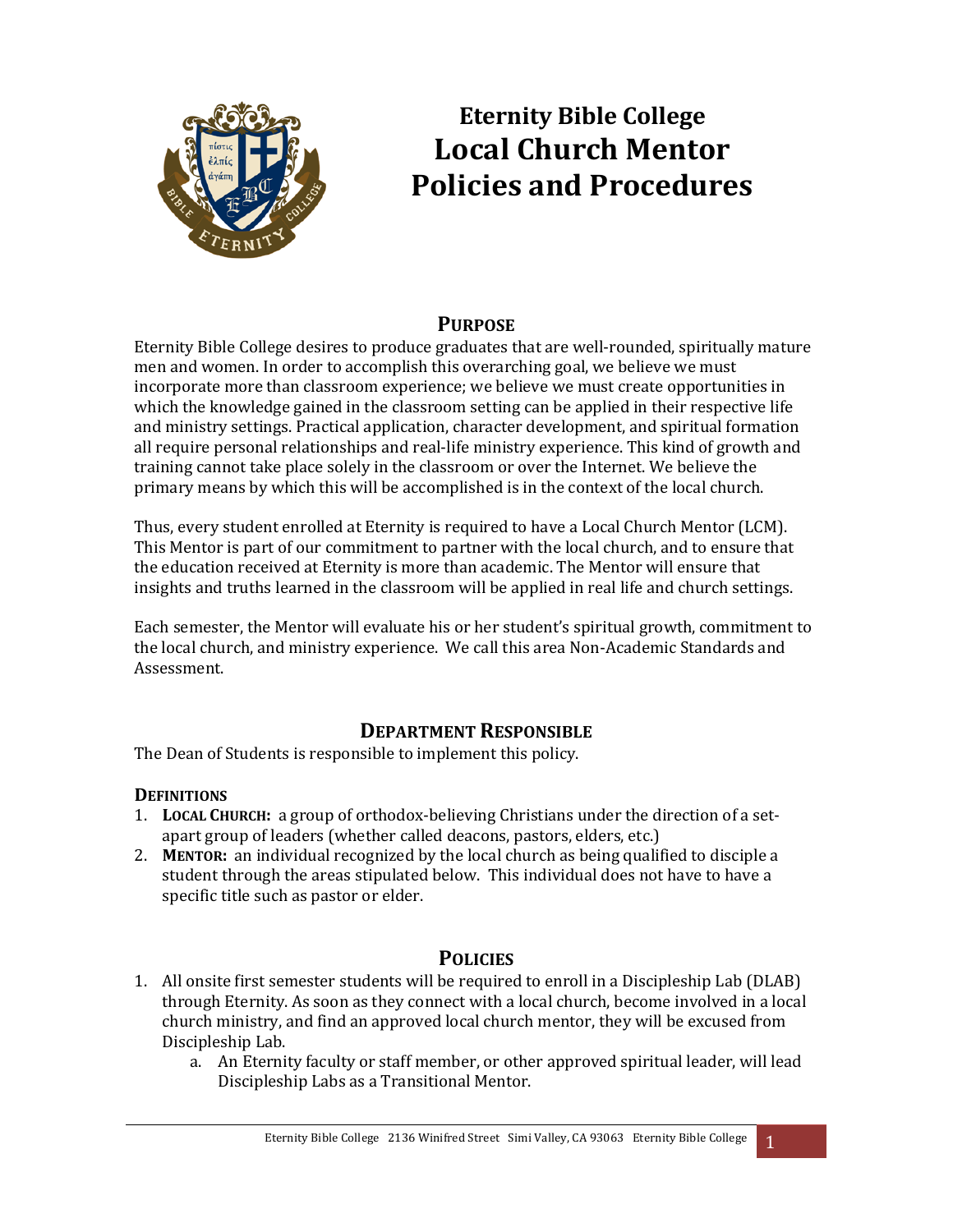# Eternity Bible College
# Local Church Mentor Policies and Procedures

## Purpose

Eternity Bible College desires to produce graduates that are well-rounded, spiritually mature men and women. In order to accomplish this overarching goal, we believe we must incorporate more than classroom experience; we believe we must create opportunities in which the knowledge gained in the classroom setting can be applied in their respective life and ministry settings. Practical application, character development, and spiritual formation all require personal relationships and real-life ministry experience. This kind of growth and training cannot take place solely in the classroom or over the Internet. We believe the primary means by which this will be accomplished is in the context of the local church.

Thus, every student enrolled at Eternity is required to have a Local Church Mentor (LCM). This Mentor is part of our commitment to partner with the local church, and to ensure that the education received at Eternity is more than academic. The Mentor will ensure that insights and truths learned in the classroom will be applied in real life and church settings.

Each semester, the Mentor will evaluate his or her student's spiritual growth, commitment to the local church, and ministry experience. We call this area Non-Academic Standards and Assessment.

## Department Responsible

The Dean of Students is responsible to implement this policy.

### Definitions

1. **Local Church:** a group of orthodox-believing Christians under the direction of a set-apart group of leaders (whether called deacons, pastors, elders, etc.)
2. **Mentor:** an individual recognized by the local church as being qualified to disciple a student through the areas stipulated below. This individual does not have to have a specific title such as pastor or elder.

## Policies

1. All onsite first semester students will be required to enroll in a Discipleship Lab (DLAB) through Eternity. As soon as they connect with a local church, become involved in a local church ministry, and find an approved local church mentor, they will be excused from Discipleship Lab.
    a. An Eternity faculty or staff member, or other approved spiritual leader, will lead Discipleship Labs as a Transitional Mentor.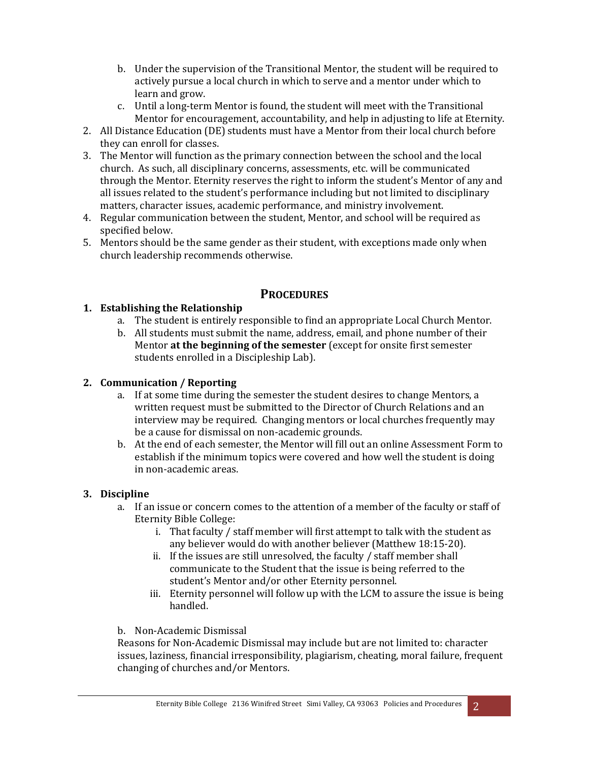b. Under the supervision of the Transitional Mentor, the student will be required to actively pursue a local church in which to serve and a mentor under which to learn and grow.
   c. Until a long-term Mentor is found, the student will meet with the Transitional Mentor for encouragement, accountability, and help in adjusting to life at Eternity.
2. All Distance Education (DE) students must have a Mentor from their local church before they can enroll for classes.
3. The Mentor will function as the primary connection between the school and the local church. As such, all disciplinary concerns, assessments, etc. will be communicated through the Mentor. Eternity reserves the right to inform the student's Mentor of any and all issues related to the student's performance including but not limited to disciplinary matters, character issues, academic performance, and ministry involvement.
4. Regular communication between the student, Mentor, and school will be required as specified below.
5. Mentors should be the same gender as their student, with exceptions made only when church leadership recommends otherwise.

## PROCEDURES

### 1. Establishing the Relationship

   a. The student is entirely responsible to find an appropriate Local Church Mentor.
   b. All students must submit the name, address, email, and phone number of their Mentor **at the beginning of the semester** (except for onsite first semester students enrolled in a Discipleship Lab).

### 2. Communication / Reporting

   a. If at some time during the semester the student desires to change Mentors, a written request must be submitted to the Director of Church Relations and an interview may be required. Changing mentors or local churches frequently may be a cause for dismissal on non-academic grounds.
   b. At the end of each semester, the Mentor will fill out an online Assessment Form to establish if the minimum topics were covered and how well the student is doing in non-academic areas.

### 3. Discipline

   a. If an issue or concern comes to the attention of a member of the faculty or staff of Eternity Bible College:
      i. That faculty / staff member will first attempt to talk with the student as any believer would do with another believer (Matthew 18:15-20).
      ii. If the issues are still unresolved, the faculty / staff member shall communicate to the Student that the issue is being referred to the student's Mentor and/or other Eternity personnel.
      iii. Eternity personnel will follow up with the LCM to assure the issue is being handled.

   b. Non-Academic Dismissal

   Reasons for Non-Academic Dismissal may include but are not limited to: character issues, laziness, financial irresponsibility, plagiarism, cheating, moral failure, frequent changing of churches and/or Mentors.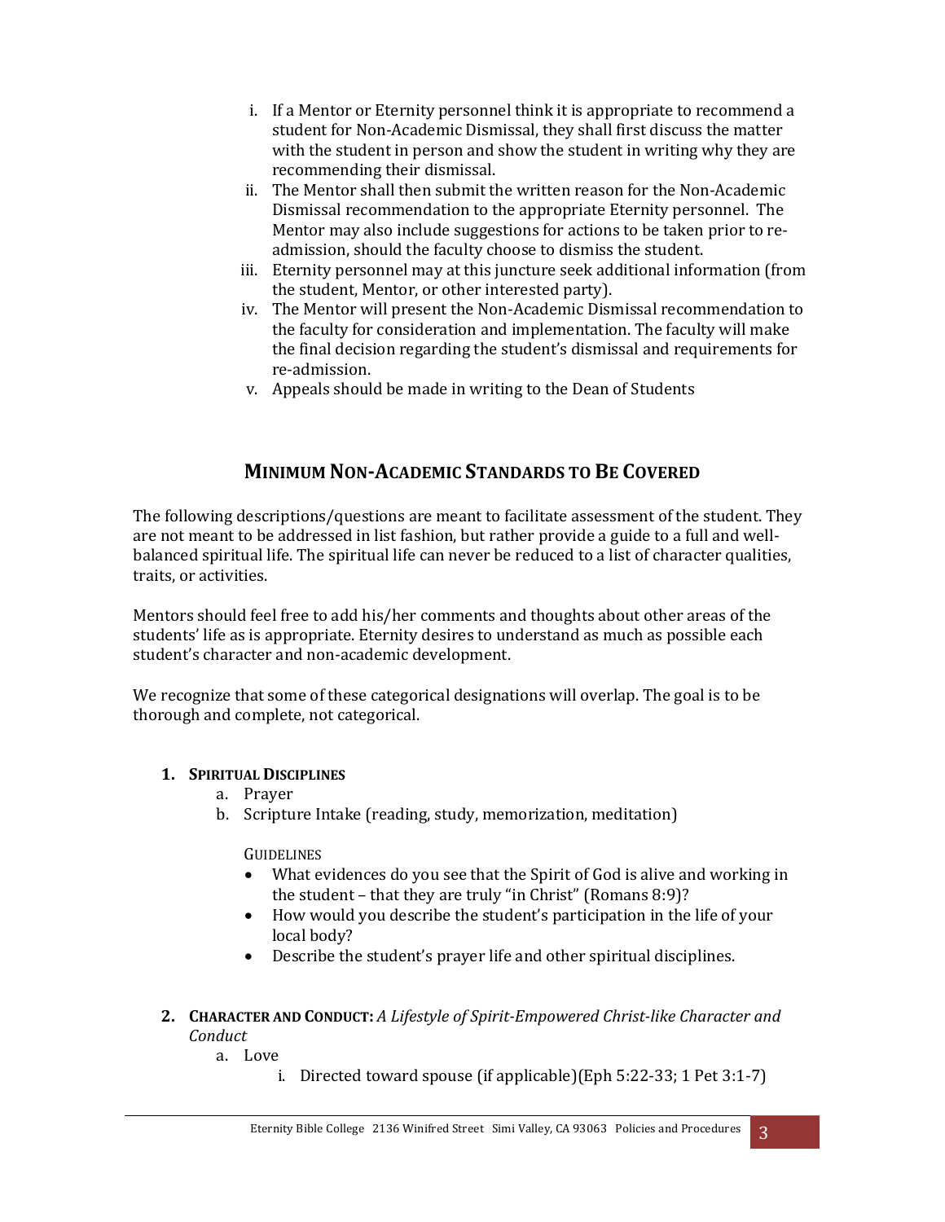i. If a Mentor or Eternity personnel think it is appropriate to recommend a student for Non-Academic Dismissal, they shall first discuss the matter with the student in person and show the student in writing why they are recommending their dismissal.
ii. The Mentor shall then submit the written reason for the Non-Academic Dismissal recommendation to the appropriate Eternity personnel. The Mentor may also include suggestions for actions to be taken prior to re-admission, should the faculty choose to dismiss the student.
iii. Eternity personnel may at this juncture seek additional information (from the student, Mentor, or other interested party).
iv. The Mentor will present the Non-Academic Dismissal recommendation to the faculty for consideration and implementation. The faculty will make the final decision regarding the student's dismissal and requirements for re-admission.
v. Appeals should be made in writing to the Dean of Students

## MINIMUM NON-ACADEMIC STANDARDS TO BE COVERED

The following descriptions/questions are meant to facilitate assessment of the student. They are not meant to be addressed in list fashion, but rather provide a guide to a full and well-balanced spiritual life. The spiritual life can never be reduced to a list of character qualities, traits, or activities.

Mentors should feel free to add his/her comments and thoughts about other areas of the students' life as is appropriate. Eternity desires to understand as much as possible each student's character and non-academic development.

We recognize that some of these categorical designations will overlap. The goal is to be thorough and complete, not categorical.

1. **SPIRITUAL DISCIPLINES**
    a. Prayer
    b. Scripture Intake (reading, study, memorization, meditation)

    GUIDELINES
    - What evidences do you see that the Spirit of God is alive and working in the student – that they are truly "in Christ" (Romans 8:9)?
    - How would you describe the student's participation in the life of your local body?
    - Describe the student's prayer life and other spiritual disciplines.

2. **CHARACTER AND CONDUCT:** *A Lifestyle of Spirit-Empowered Christ-like Character and Conduct*
    a. Love
        i. Directed toward spouse (if applicable)(Eph 5:22-33; 1 Pet 3:1-7)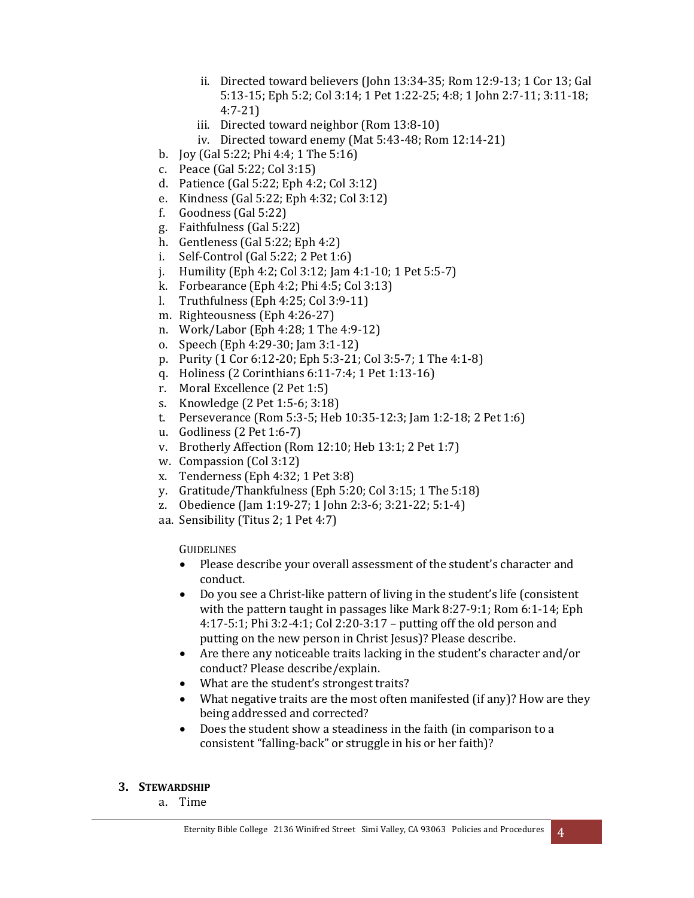ii. Directed toward believers (John 13:34-35; Rom 12:9-13; 1 Cor 13; Gal 5:13-15; Eph 5:2; Col 3:14; 1 Pet 1:22-25; 4:8; 1 John 2:7-11; 3:11-18; 4:7-21)
   iii. Directed toward neighbor (Rom 13:8-10)
   iv. Directed toward enemy (Mat 5:43-48; Rom 12:14-21)

b. Joy (Gal 5:22; Phi 4:4; 1 The 5:16)
c. Peace (Gal 5:22; Col 3:15)
d. Patience (Gal 5:22; Eph 4:2; Col 3:12)
e. Kindness (Gal 5:22; Eph 4:32; Col 3:12)
f. Goodness (Gal 5:22)
g. Faithfulness (Gal 5:22)
h. Gentleness (Gal 5:22; Eph 4:2)
i. Self-Control (Gal 5:22; 2 Pet 1:6)
j. Humility (Eph 4:2; Col 3:12; Jam 4:1-10; 1 Pet 5:5-7)
k. Forbearance (Eph 4:2; Phi 4:5; Col 3:13)
l. Truthfulness (Eph 4:25; Col 3:9-11)
m. Righteousness (Eph 4:26-27)
n. Work/Labor (Eph 4:28; 1 The 4:9-12)
o. Speech (Eph 4:29-30; Jam 3:1-12)
p. Purity (1 Cor 6:12-20; Eph 5:3-21; Col 3:5-7; 1 The 4:1-8)
q. Holiness (2 Corinthians 6:11-7:4; 1 Pet 1:13-16)
r. Moral Excellence (2 Pet 1:5)
s. Knowledge (2 Pet 1:5-6; 3:18)
t. Perseverance (Rom 5:3-5; Heb 10:35-12:3; Jam 1:2-18; 2 Pet 1:6)
u. Godliness (2 Pet 1:6-7)
v. Brotherly Affection (Rom 12:10; Heb 13:1; 2 Pet 1:7)
w. Compassion (Col 3:12)
x. Tenderness (Eph 4:32; 1 Pet 3:8)
y. Gratitude/Thankfulness (Eph 5:20; Col 3:15; 1 The 5:18)
z. Obedience (Jam 1:19-27; 1 John 2:3-6; 3:21-22; 5:1-4)
aa. Sensibility (Titus 2; 1 Pet 4:7)

GUIDELINES

- Please describe your overall assessment of the student's character and conduct.
- Do you see a Christ-like pattern of living in the student's life (consistent with the pattern taught in passages like Mark 8:27-9:1; Rom 6:1-14; Eph 4:17-5:1; Phi 3:2-4:1; Col 2:20-3:17 – putting off the old person and putting on the new person in Christ Jesus)? Please describe.
- Are there any noticeable traits lacking in the student's character and/or conduct? Please describe/explain.
- What are the student's strongest traits?
- What negative traits are the most often manifested (if any)? How are they being addressed and corrected?
- Does the student show a steadiness in the faith (in comparison to a consistent "falling-back" or struggle in his or her faith)?

## 3. STEWARDSHIP

a. Time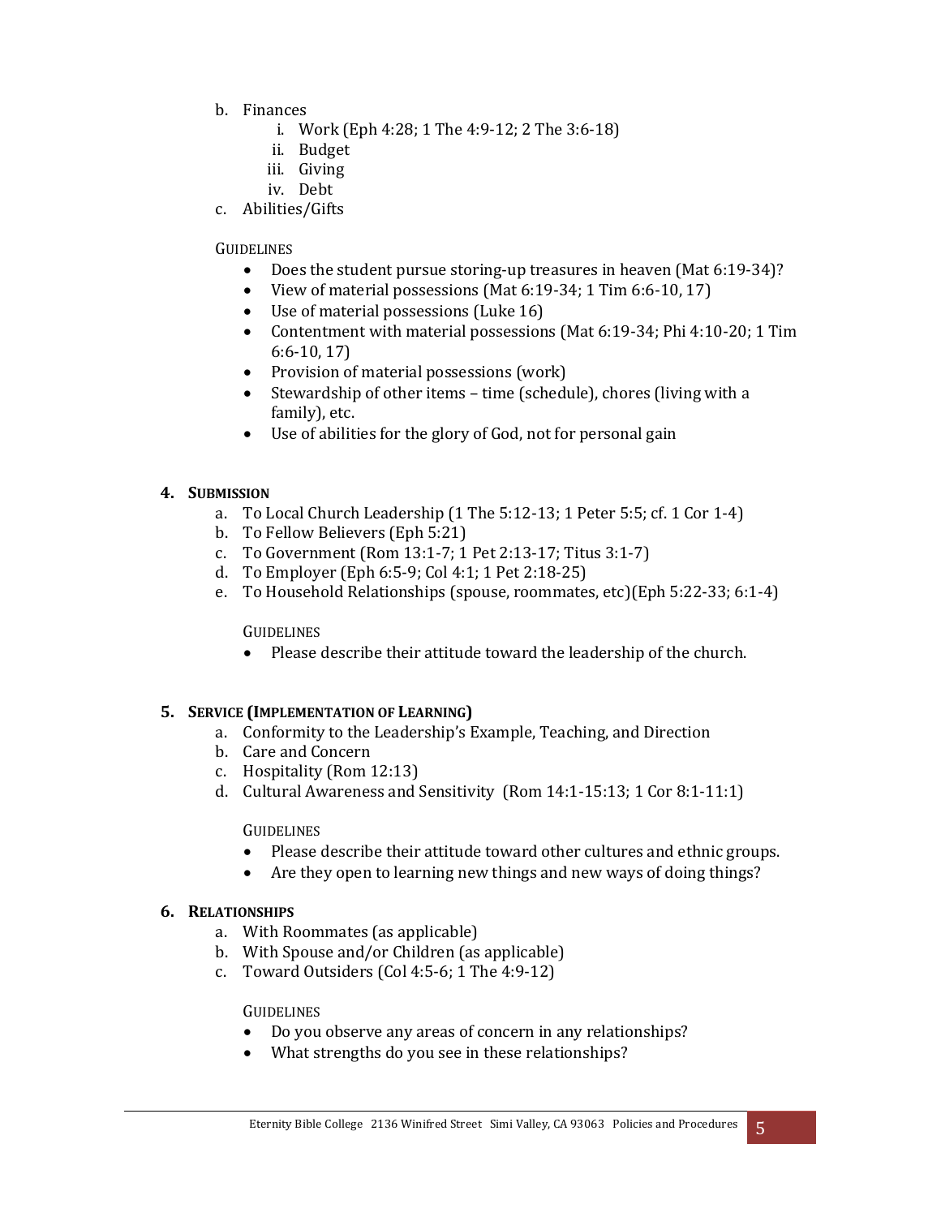b. Finances
    i. Work (Eph 4:28; 1 The 4:9-12; 2 The 3:6-18)
    ii. Budget
    iii. Giving
    iv. Debt
c. Abilities/Gifts

GUIDELINES

- Does the student pursue storing-up treasures in heaven (Mat 6:19-34)?
- View of material possessions (Mat 6:19-34; 1 Tim 6:6-10, 17)
- Use of material possessions (Luke 16)
- Contentment with material possessions (Mat 6:19-34; Phi 4:10-20; 1 Tim 6:6-10, 17)
- Provision of material possessions (work)
- Stewardship of other items – time (schedule), chores (living with a family), etc.
- Use of abilities for the glory of God, not for personal gain

**4. SUBMISSION**

a. To Local Church Leadership (1 The 5:12-13; 1 Peter 5:5; cf. 1 Cor 1-4)
b. To Fellow Believers (Eph 5:21)
c. To Government (Rom 13:1-7; 1 Pet 2:13-17; Titus 3:1-7)
d. To Employer (Eph 6:5-9; Col 4:1; 1 Pet 2:18-25)
e. To Household Relationships (spouse, roommates, etc)(Eph 5:22-33; 6:1-4)

GUIDELINES

- Please describe their attitude toward the leadership of the church.

**5. SERVICE (IMPLEMENTATION OF LEARNING)**

a. Conformity to the Leadership's Example, Teaching, and Direction
b. Care and Concern
c. Hospitality (Rom 12:13)
d. Cultural Awareness and Sensitivity (Rom 14:1-15:13; 1 Cor 8:1-11:1)

GUIDELINES

- Please describe their attitude toward other cultures and ethnic groups.
- Are they open to learning new things and new ways of doing things?

**6. RELATIONSHIPS**

a. With Roommates (as applicable)
b. With Spouse and/or Children (as applicable)
c. Toward Outsiders (Col 4:5-6; 1 The 4:9-12)

GUIDELINES

- Do you observe any areas of concern in any relationships?
- What strengths do you see in these relationships?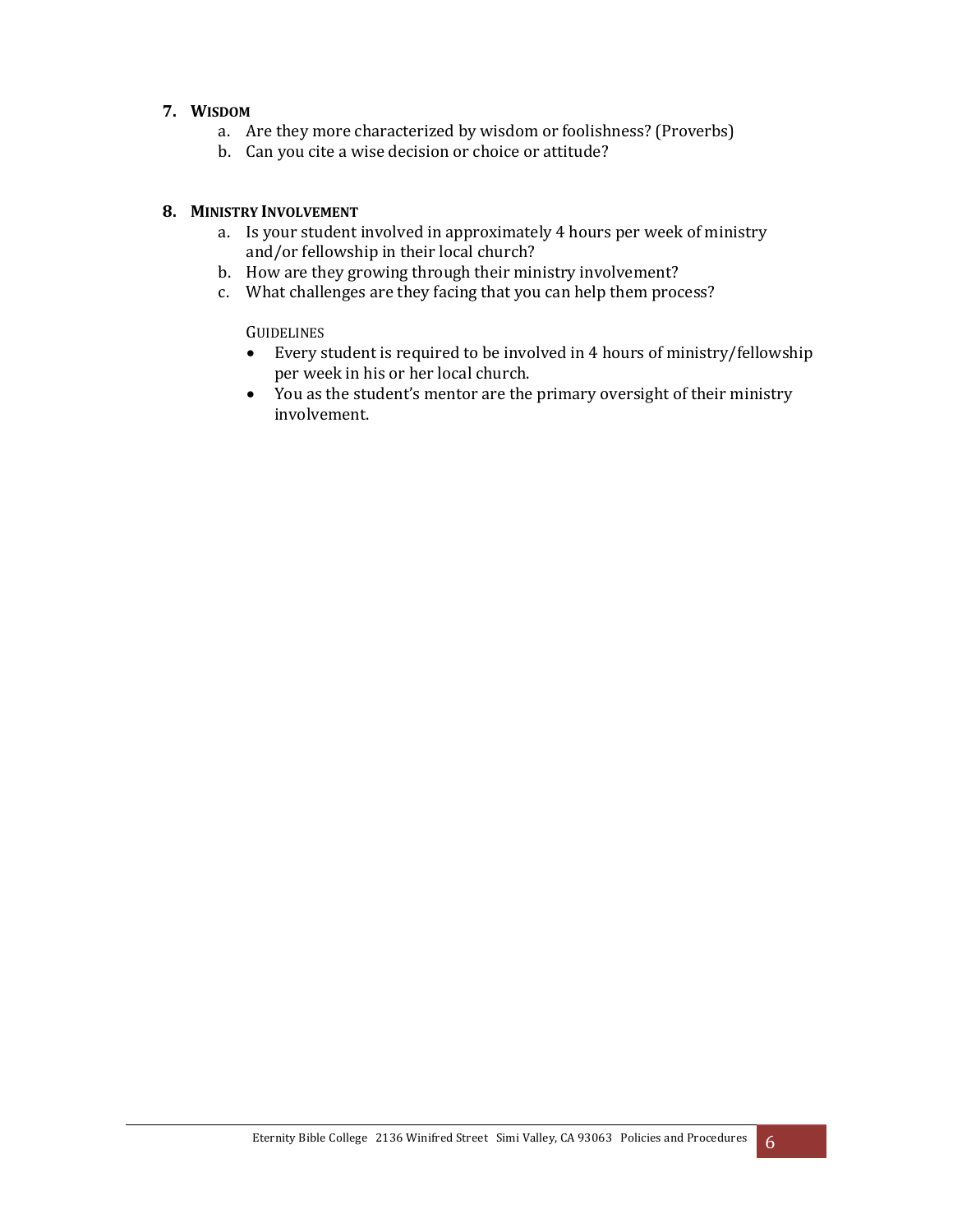**7. WISDOM**

a. Are they more characterized by wisdom or foolishness? (Proverbs)
b. Can you cite a wise decision or choice or attitude?

**8. MINISTRY INVOLVEMENT**

a. Is your student involved in approximately 4 hours per week of ministry and/or fellowship in their local church?
b. How are they growing through their ministry involvement?
c. What challenges are they facing that you can help them process?

GUIDELINES

- Every student is required to be involved in 4 hours of ministry/fellowship per week in his or her local church.
- You as the student's mentor are the primary oversight of their ministry involvement.